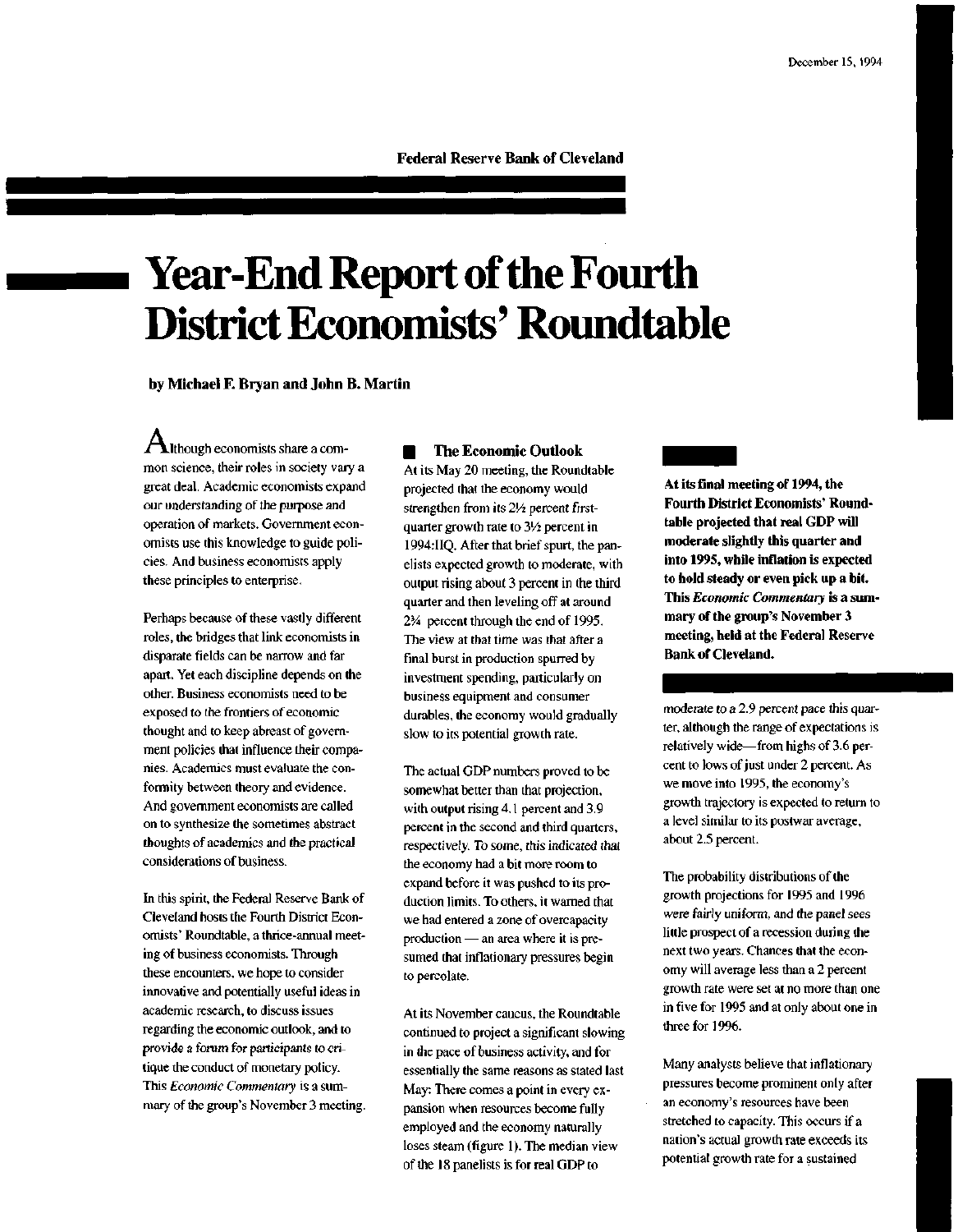December 15, 1994

Federal Reserve Bank of Cleveland

# Year-End Report of the Fourth District Economists' Roundtable

**by Michael F. Bryan and John B. Martin**

**At its final meeting of 1994, the Fourth District Economists' Roundtable projected that real GDP will moderate slightly this quarter and into 1995, while inflation is expected to hold steady or even pick up a bit. This *Economic Commentary* is a summary of the group's November 3 meeting, held at the Federal Reserve Bank of Cleveland.**

Although economists share a common science, their roles in society vary a great deal. Academic economists expand our understanding of the purpose and operation of markets. Government economists use this knowledge to guide policies. And business economists apply these principles to enterprise.

Perhaps because of these vastly different roles, the bridges that link economists in disparate fields can be narrow and far apart. Yet each discipline depends on the other. Business economists need to be exposed to the frontiers of economic thought and to keep abreast of government policies that influence their companies. Academics must evaluate the conformity between theory and evidence. And government economists are called on to synthesize the sometimes abstract thoughts of academics and the practical considerations of business.

In this spirit, the Federal Reserve Bank of Cleveland hosts the Fourth District Economists' Roundtable, a thrice-annual meeting of business economists. Through these encounters, we hope to consider innovative and potentially useful ideas in academic research, to discuss issues regarding the economic outlook, and to provide a forum for participants to critique the conduct of monetary policy. This *Economic Commentary* is a summary of the group's November 3 meeting.

## The Economic Outlook

At its May 20 meeting, the Roundtable projected that the economy would strengthen from its 2½ percent first-quarter growth rate to 3½ percent in 1994:IIQ. After that brief spurt, the panelists expected growth to moderate, with output rising about 3 percent in the third quarter and then leveling off at around 2¾ percent through the end of 1995. The view at that time was that after a final burst in production spurred by investment spending, particularly on business equipment and consumer durables, the economy would gradually slow to its potential growth rate.

The actual GDP numbers proved to be somewhat better than that projection, with output rising 4.1 percent and 3.9 percent in the second and third quarters, respectively. To some, this indicated that the economy had a bit more room to expand before it was pushed to its production limits. To others, it warned that we had entered a zone of overcapacity production — an area where it is presumed that inflationary pressures begin to percolate.

At its November caucus, the Roundtable continued to project a significant slowing in the pace of business activity, and for essentially the same reasons as stated last May: There comes a point in every expansion when resources become fully employed and the economy naturally loses steam (figure 1). The median view of the 18 panelists is for real GDP to moderate to a 2.9 percent pace this quarter, although the range of expectations is relatively wide—from highs of 3.6 percent to lows of just under 2 percent. As we move into 1995, the economy's growth trajectory is expected to return to a level similar to its postwar average, about 2.5 percent.

The probability distributions of the growth projections for 1995 and 1996 were fairly uniform, and the panel sees little prospect of a recession during the next two years. Chances that the economy will average less than a 2 percent growth rate were set at no more than one in five for 1995 and at only about one in three for 1996.

Many analysts believe that inflationary pressures become prominent only after an economy's resources have been stretched to capacity. This occurs if a nation's actual growth rate exceeds its potential growth rate for a sustained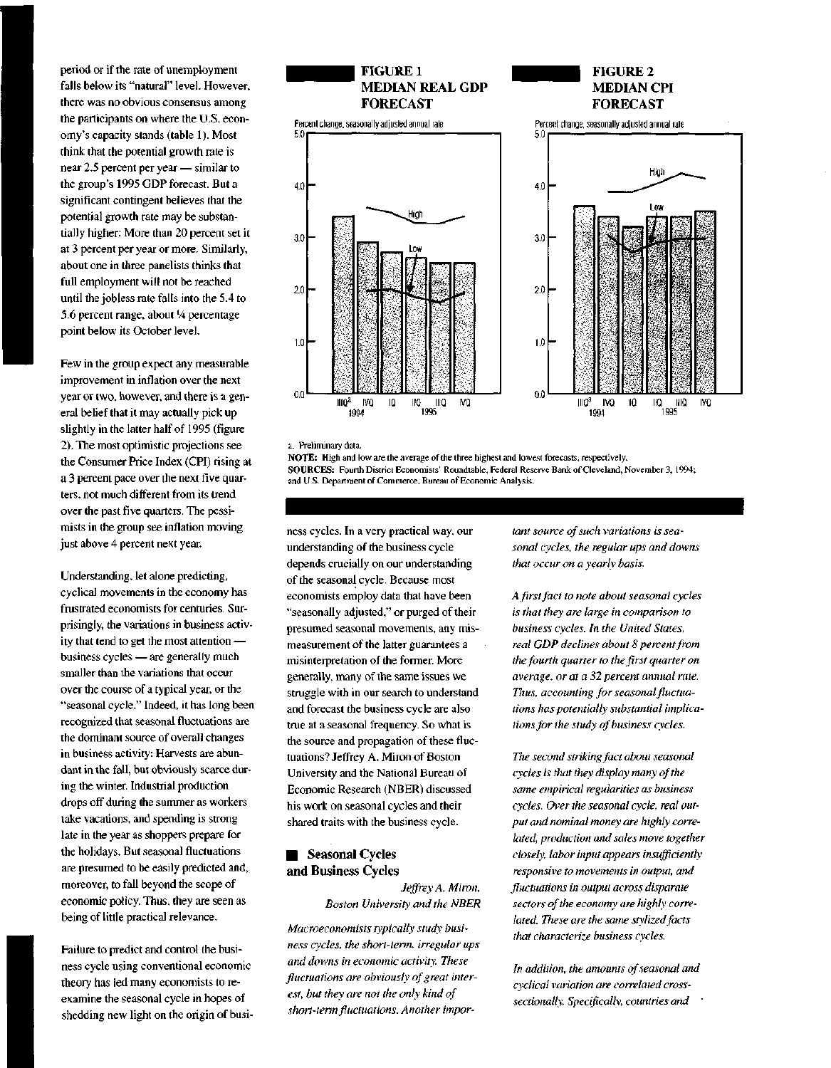period or if the rate of unemployment falls below its "natural" level. However, there was no obvious consensus among the participants on where the U.S. economy's capacity stands (table 1). Most think that the potential growth rate is near 2.5 percent per year — similar to the group's 1995 GDP forecast. But a significant contingent believes that the potential growth rate may be substantially higher: More than 20 percent set it at 3 percent per year or more. Similarly, about one in three panelists thinks that full employment will not be reached until the jobless rate falls into the 5.4 to 5.6 percent range, about ¼ percentage point below its October level.

Few in the group expect any measurable improvement in inflation over the next year or two, however, and there is a general belief that it may actually pick up slightly in the latter half of 1995 (figure 2). The most optimistic projections see the Consumer Price Index (CPI) rising at a 3 percent pace over the next five quarters, not much different from its trend over the past five quarters. The pessimists in the group see inflation moving just above 4 percent next year.

Understanding, let alone predicting, cyclical movements in the economy has frustrated economists for centuries. Surprisingly, the variations in business activity that tend to get the most attention — business cycles — are generally much smaller than the variations that occur over the course of a typical year, or the "seasonal cycle." Indeed, it has long been recognized that seasonal fluctuations are the dominant source of overall changes in business activity: Harvests are abundant in the fall, but obviously scarce during the winter. Industrial production drops off during the summer as workers take vacations, and spending is strong late in the year as shoppers prepare for the holidays. But seasonal fluctuations are presumed to be easily predicted and, moreover, to fall beyond the scope of economic policy. Thus, they are seen as being of little practical relevance.

Failure to predict and control the business cycle using conventional economic theory has led many economists to reexamine the seasonal cycle in hopes of shedding new light on the origin of business cycles. In a very practical way, our understanding of the business cycle depends crucially on our understanding of the seasonal cycle. Because most economists employ data that have been "seasonally adjusted," or purged of their presumed seasonal movements, any mismeasurement of the latter guarantees a misinterpretation of the former. More generally, many of the same issues we struggle with in our search to understand and forecast the business cycle are also true at a seasonal frequency. So what is the source and propagation of these fluctuations? Jeffrey A. Miron of Boston University and the National Bureau of Economic Research (NBER) discussed his work on seasonal cycles and their shared traits with the business cycle.

**FIGURE 1 MEDIAN REAL GDP FORECAST**

**FIGURE 2 MEDIAN CPI FORECAST**

a. Preliminary data.

**NOTE:** High and low are the average of the three highest and lowest forecasts, respectively.

**SOURCES:** Fourth District Economists' Roundtable, Federal Reserve Bank of Cleveland, November 3, 1994; and U.S. Department of Commerce, Bureau of Economic Analysis.

## Seasonal Cycles and Business Cycles

*Jeffrey A. Miron, Boston University and the NBER*

*Macroeconomists typically study business cycles, the short-term, irregular ups and downs in economic activity. These fluctuations are obviously of great interest, but they are not the only kind of short-term fluctuations. Another important source of such variations is seasonal cycles, the regular ups and downs that occur on a yearly basis.*

*A first fact to note about seasonal cycles is that they are large in comparison to business cycles. In the United States, real GDP declines about 8 percent from the fourth quarter to the first quarter on average, or at a 32 percent annual rate. Thus, accounting for seasonal fluctuations has potentially substantial implications for the study of business cycles.*

*The second striking fact about seasonal cycles is that they display many of the same empirical regularities as business cycles. Over the seasonal cycle, real output and nominal money are highly correlated, production and sales move together closely, labor input appears insufficiently responsive to movements in output, and fluctuations in output across disparate sectors of the economy are highly correlated. These are the same stylized facts that characterize business cycles.*

*In addition, the amounts of seasonal and cyclical variation are correlated cross-sectionally. Specifically, countries and*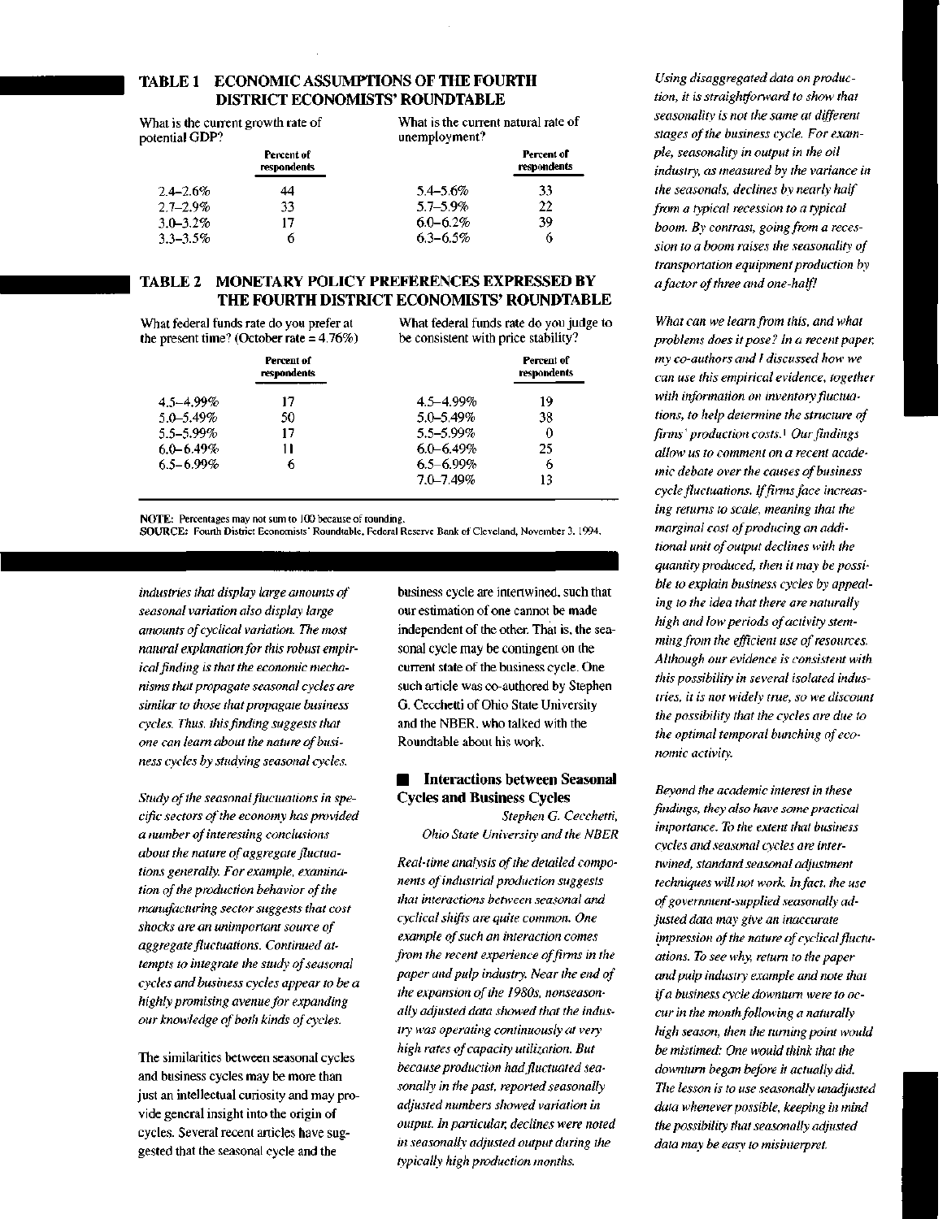## TABLE 1 ECONOMIC ASSUMPTIONS OF THE FOURTH DISTRICT ECONOMISTS' ROUNDTABLE

| What is the current growth rate of potential GDP? | Percent of respondents | What is the current natural rate of unemployment? | Percent of respondents |
|---|---|---|---|
| 2.4–2.6% | 44 | 5.4–5.6% | 33 |
| 2.7–2.9% | 33 | 5.7–5.9% | 22 |
| 3.0–3.2% | 17 | 6.0–6.2% | 39 |
| 3.3–3.5% | 6 | 6.3–6.5% | 6 |

## TABLE 2 MONETARY POLICY PREFERENCES EXPRESSED BY THE FOURTH DISTRICT ECONOMISTS' ROUNDTABLE

| What federal funds rate do you prefer at the present time? (October rate = 4.76%) | Percent of respondents | What federal funds rate do you judge to be consistent with price stability? | Percent of respondents |
|---|---|---|---|
| 4.5–4.99% | 17 | 4.5–4.99% | 19 |
| 5.0–5.49% | 50 | 5.0–5.49% | 38 |
| 5.5–5.99% | 17 | 5.5–5.99% | 0 |
| 6.0–6.49% | 11 | 6.0–6.49% | 25 |
| 6.5–6.99% | 6 | 6.5–6.99% | 6 |
| | | 7.0–7.49% | 13 |

NOTE: Percentages may not sum to 100 because of rounding.
SOURCE: Fourth District Economists' Roundtable, Federal Reserve Bank of Cleveland, November 3, 1994.

*industries that display large amounts of seasonal variation also display large amounts of cyclical variation. The most natural explanation for this robust empirical finding is that the economic mechanisms that propagate seasonal cycles are similar to those that propagate business cycles. Thus, this finding suggests that one can learn about the nature of business cycles by studying seasonal cycles.*

*Study of the seasonal fluctuations in specific sectors of the economy has provided a number of interesting conclusions about the nature of aggregate fluctuations generally. For example, examination of the production behavior of the manufacturing sector suggests that cost shocks are an unimportant source of aggregate fluctuations. Continued attempts to integrate the study of seasonal cycles and business cycles appear to be a highly promising avenue for expanding our knowledge of both kinds of cycles.*

The similarities between seasonal cycles and business cycles may be more than just an intellectual curiosity and may provide general insight into the origin of cycles. Several recent articles have suggested that the seasonal cycle and the business cycle are intertwined, such that our estimation of one cannot be made independent of the other. That is, the seasonal cycle may be contingent on the current state of the business cycle. One such article was co-authored by Stephen G. Cecchetti of Ohio State University and the NBER, who talked with the Roundtable about his work.

## Interactions between Seasonal Cycles and Business Cycles

*Stephen G. Cecchetti, Ohio State University and the NBER*

*Real-time analysis of the detailed components of industrial production suggests that interactions between seasonal and cyclical shifts are quite common. One example of such an interaction comes from the recent experience of firms in the paper and pulp industry. Near the end of the expansion of the 1980s, nonseasonally adjusted data showed that the industry was operating continuously at very high rates of capacity utilization. But because production had fluctuated seasonally in the past, reported seasonally adjusted numbers showed variation in output. In particular, declines were noted in seasonally adjusted output during the typically high production months.*

*Using disaggregated data on production, it is straightforward to show that seasonality is not the same at different stages of the business cycle. For example, seasonality in output in the oil industry, as measured by the variance in the seasonals, declines by nearly half from a typical recession to a typical boom. By contrast, going from a recession to a boom raises the seasonality of transportation equipment production by a factor of three and one-half!*

*What can we learn from this, and what problems does it pose? In a recent paper, my co-authors and I discussed how we can use this empirical evidence, together with information on inventory fluctuations, to help determine the structure of firms' production costs.*[1] *Our findings allow us to comment on a recent academic debate over the causes of business cycle fluctuations. If firms face increasing returns to scale, meaning that the marginal cost of producing an additional unit of output declines with the quantity produced, then it may be possible to explain business cycles by appealing to the idea that there are naturally high and low periods of activity stemming from the efficient use of resources. Although our evidence is consistent with this possibility in several isolated industries, it is not widely true, so we discount the possibility that the cycles are due to the optimal temporal bunching of economic activity.*

*Beyond the academic interest in these findings, they also have some practical importance. To the extent that business cycles and seasonal cycles are intertwined, standard seasonal adjustment techniques will not work. In fact, the use of government-supplied seasonally adjusted data may give an inaccurate impression of the nature of cyclical fluctuations. To see why, return to the paper and pulp industry example and note that if a business cycle downturn were to occur in the month following a naturally high season, then the turning point would be mistimed: One would think that the downturn began before it actually did. The lesson is to use seasonally unadjusted data whenever possible, keeping in mind the possibility that seasonally adjusted data may be easy to misinterpret.*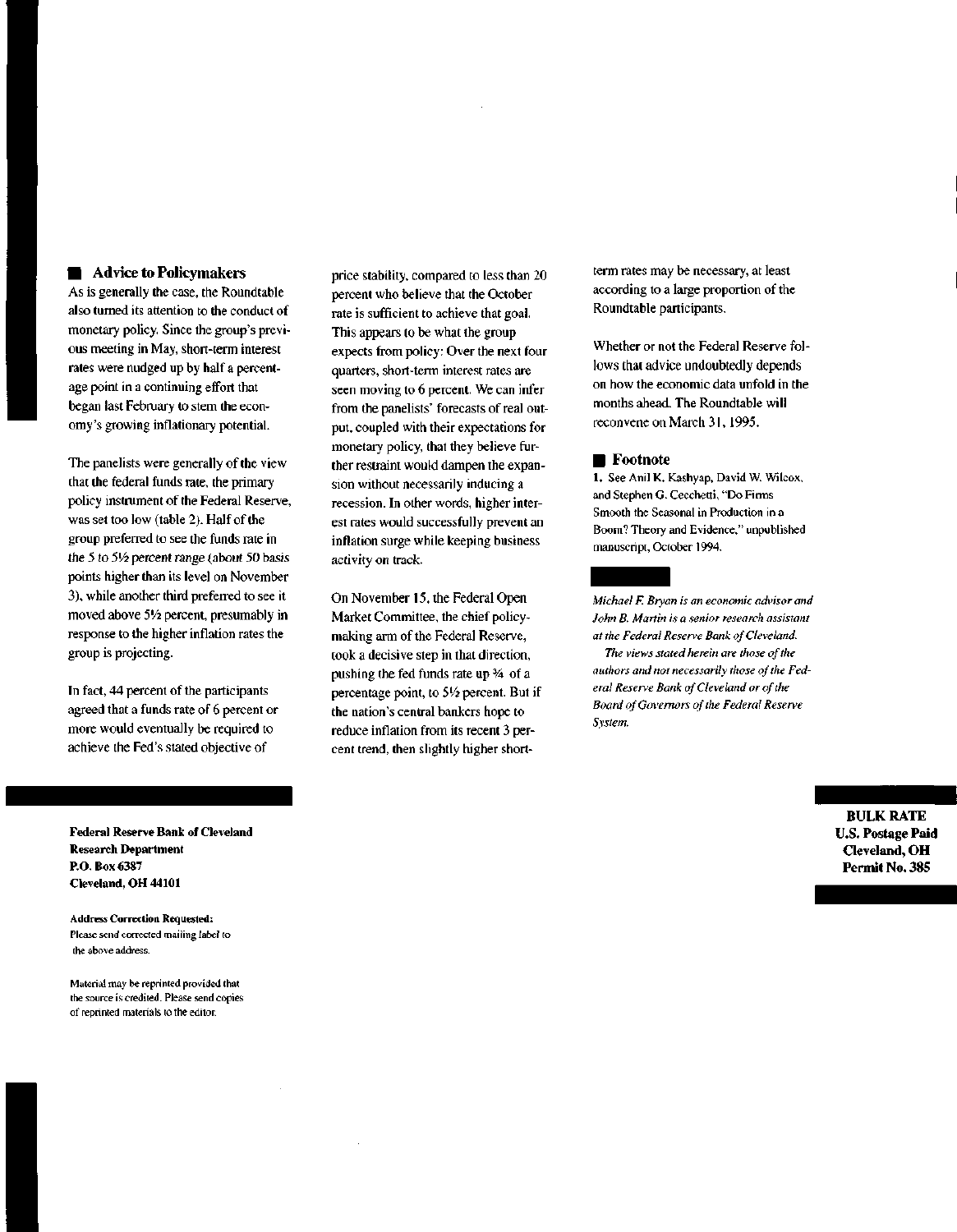## Advice to Policymakers

As is generally the case, the Roundtable also turned its attention to the conduct of monetary policy. Since the group's previous meeting in May, short-term interest rates were nudged up by half a percentage point in a continuing effort that began last February to stem the economy's growing inflationary potential.

The panelists were generally of the view that the federal funds rate, the primary policy instrument of the Federal Reserve, was set too low (table 2). Half of the group preferred to see the funds rate in *the 5 to 5½ percent range* (about 50 basis points higher than its level on November 3), while another third preferred to see it moved above 5½ percent, presumably in response to the higher inflation rates the group is projecting.

In fact, 44 percent of the participants agreed that a funds rate of 6 percent or more would eventually be required to achieve the Fed's stated objective of price stability, compared to less than 20 percent who believe that the October rate is sufficient to achieve that goal. This appears to be what the group expects from policy: Over the next four quarters, short-term interest rates are seen moving to 6 percent. We can infer from the panelists' forecasts of real output, coupled with their expectations for monetary policy, that they believe further restraint would dampen the expansion without necessarily inducing a recession. In other words, higher interest rates would successfully prevent an inflation surge while keeping business activity on track.

On November 15, the Federal Open Market Committee, the chief policymaking arm of the Federal Reserve, took a decisive step in that direction, pushing the fed funds rate up ¾ of a percentage point, to 5½ percent. But if the nation's central bankers hope to reduce inflation from its recent 3 percent trend, then slightly higher short-term rates may be necessary, at least according to a large proportion of the Roundtable participants.

Whether or not the Federal Reserve follows that advice undoubtedly depends on how the economic data unfold in the months ahead. The Roundtable will reconvene on March 31, 1995.

## Footnote

1. See Anil K. Kashyap, David W. Wilcox, and Stephen G. Cecchetti, "Do Firms Smooth the Seasonal in Production in a Boom? Theory and Evidence," unpublished manuscript, October 1994.

*Michael F. Bryan is an economic advisor and John B. Martin is a senior research assistant at the Federal Reserve Bank of Cleveland.*

*The views stated herein are those of the authors and not necessarily those of the Federal Reserve Bank of Cleveland or of the Board of Governors of the Federal Reserve System.*

**Federal Reserve Bank of Cleveland**
**Research Department**
**P.O. Box 6387**
**Cleveland, OH 44101**

**Address Correction Requested:**
Please send corrected mailing label to the above address.

Material may be reprinted provided that the source is credited. Please send copies of reprinted materials to the editor.

**BULK RATE**
**U.S. Postage Paid**
**Cleveland, OH**
**Permit No. 385**